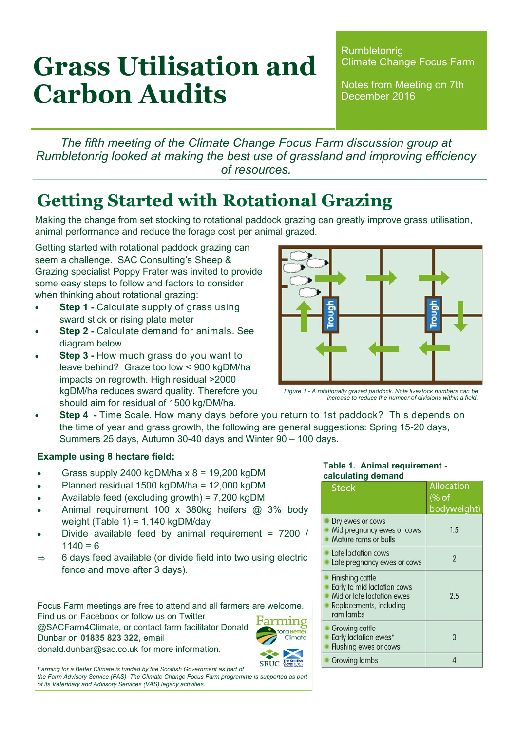# Grass Utilisation and Carbon Audits

Rumbletonrig
Climate Change Focus Farm

Notes from Meeting on 7th December 2016

*The fifth meeting of the Climate Change Focus Farm discussion group at Rumbletonrig looked at making the best use of grassland and improving efficiency of resources.*

## Getting Started with Rotational Grazing

Making the change from set stocking to rotational paddock grazing can greatly improve grass utilisation, animal performance and reduce the forage cost per animal grazed.

Getting started with rotational paddock grazing can seem a challenge. SAC Consulting's Sheep & Grazing specialist Poppy Frater was invited to provide some easy steps to follow and factors to consider when thinking about rotational grazing:

- **Step 1 -** Calculate supply of grass using sward stick or rising plate meter
- **Step 2 -** Calculate demand for animals. See diagram below.
- **Step 3 -** How much grass do you want to leave behind? Graze too low < 900 kgDM/ha impacts on regrowth. High residual >2000 kgDM/ha reduces sward quality. Therefore you should aim for residual of 1500 kg/DM/ha.
- **Step 4 -** Time Scale. How many days before you return to 1st paddock? This depends on the time of year and grass growth, the following are general suggestions: Spring 15-20 days, Summers 25 days, Autumn 30-40 days and Winter 90 – 100 days.

*Figure 1 - A rotationally grazed paddock. Note livestock numbers can be increase to reduce the number of divisions within a field.*

**Example using 8 hectare field:**

- Grass supply 2400 kgDM/ha x 8 = 19,200 kgDM
- Planned residual 1500 kgDM/ha = 12,000 kgDM
- Available feed (excluding growth) = 7,200 kgDM
- Animal requirement 100 x 380kg heifers @ 3% body weight (Table 1) = 1,140 kgDM/day
- Divide available feed by animal requirement = 7200 / 1140 = 6
- ⇒ 6 days feed available (or divide field into two using electric fence and move after 3 days).

**Table 1. Animal requirement - calculating demand**

| Stock | Allocation (% of bodyweight) |
|---|---|
| Dry ewes or cows<br>Mid pregnancy ewes or cows<br>Mature rams or bulls | 1.5 |
| Late lactation cows<br>Late pregnancy ewes or cows | 2 |
| Finishing cattle<br>Early to mid lactation cows<br>Mid or late lactation ewes<br>Replacements, including ram lambs | 2.5 |
| Growing cattle<br>Early lactation ewes*<br>Flushing ewes or cows | 3 |
| Growing lambs | 4 |

Focus Farm meetings are free to attend and all farmers are welcome. Find us on Facebook or follow us on Twitter @SACFarm4Climate, or contact farm facilitator Donald Dunbar on **01835 823 322**, email donald.dunbar@sac.co.uk for more information.

*Farming for a Better Climate is funded by the Scottish Government as part of the Farm Advisory Service (FAS). The Climate Change Focus Farm programme is supported as part of its Veterinary and Advisory Services (VAS) legacy activities.*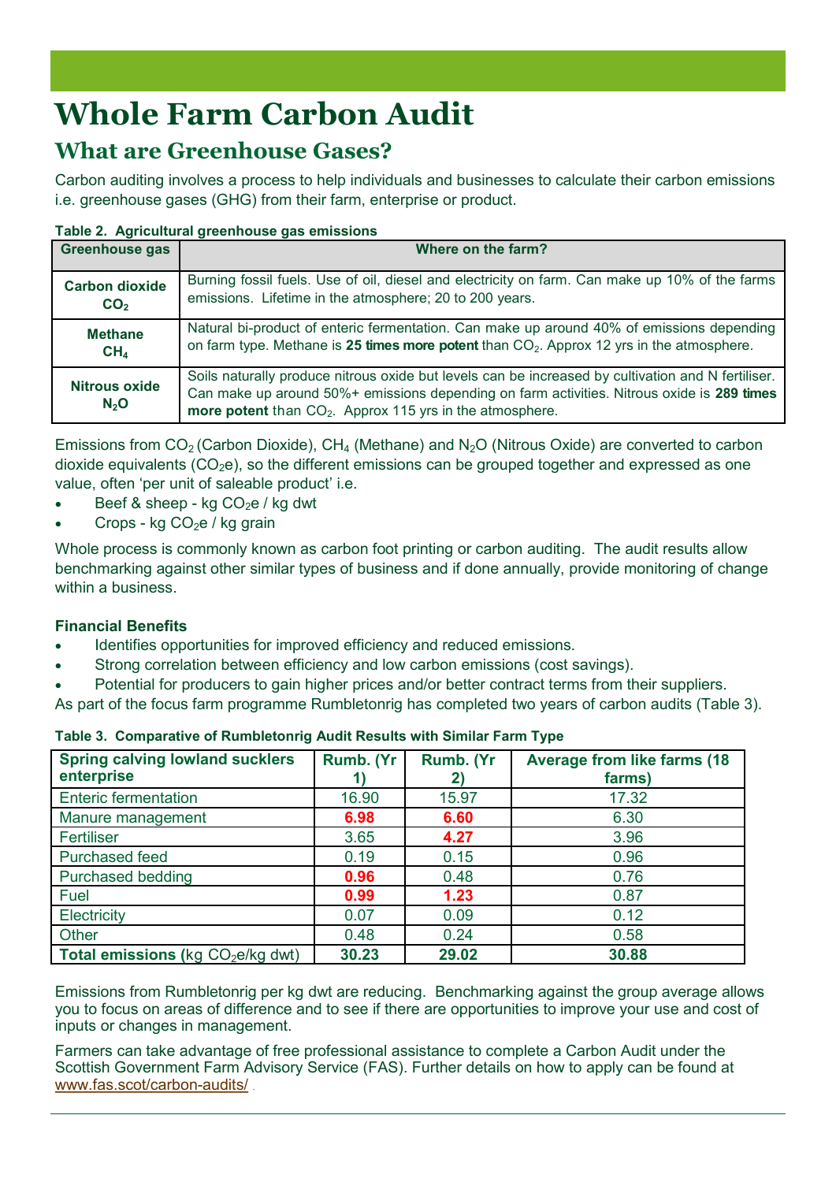# Whole Farm Carbon Audit

## What are Greenhouse Gases?

Carbon auditing involves a process to help individuals and businesses to calculate their carbon emissions i.e. greenhouse gases (GHG) from their farm, enterprise or product.

**Table 2. Agricultural greenhouse gas emissions**

| Greenhouse gas | Where on the farm? |
|---|---|
| **Carbon dioxide $CO_2$** | Burning fossil fuels. Use of oil, diesel and electricity on farm. Can make up 10% of the farms emissions. Lifetime in the atmosphere; 20 to 200 years. |
| **Methane $CH_4$** | Natural bi-product of enteric fermentation. Can make up around 40% of emissions depending on farm type. Methane is **25 times more potent** than $CO_2$. Approx 12 yrs in the atmosphere. |
| **Nitrous oxide $N_2O$** | Soils naturally produce nitrous oxide but levels can be increased by cultivation and N fertiliser. Can make up around 50%+ emissions depending on farm activities. Nitrous oxide is **289 times more potent** than $CO_2$. Approx 115 yrs in the atmosphere. |

Emissions from $CO_2$ (Carbon Dioxide), $CH_4$ (Methane) and $N_2O$ (Nitrous Oxide) are converted to carbon dioxide equivalents ($CO_2e$), so the different emissions can be grouped together and expressed as one value, often 'per unit of saleable product' i.e.

- Beef & sheep - kg $CO_2e$ / kg dwt
- Crops - kg $CO_2e$ / kg grain

Whole process is commonly known as carbon foot printing or carbon auditing. The audit results allow benchmarking against other similar types of business and if done annually, provide monitoring of change within a business.

**Financial Benefits**

- Identifies opportunities for improved efficiency and reduced emissions.
- Strong correlation between efficiency and low carbon emissions (cost savings).
- Potential for producers to gain higher prices and/or better contract terms from their suppliers.

As part of the focus farm programme Rumbletonrig has completed two years of carbon audits (Table 3).

**Table 3. Comparative of Rumbletonrig Audit Results with Similar Farm Type**

| Spring calving lowland sucklers enterprise | Rumb. (Yr 1) | Rumb. (Yr 2) | Average from like farms (18 farms) |
|---|---|---|---|
| Enteric fermentation | 16.90 | 15.97 | 17.32 |
| Manure management | **6.98** | **6.60** | 6.30 |
| Fertiliser | 3.65 | **4.27** | 3.96 |
| Purchased feed | 0.19 | 0.15 | 0.96 |
| Purchased bedding | **0.96** | 0.48 | 0.76 |
| Fuel | **0.99** | **1.23** | 0.87 |
| Electricity | 0.07 | 0.09 | 0.12 |
| Other | 0.48 | 0.24 | 0.58 |
| **Total emissions** (kg $CO_2e$/kg dwt) | **30.23** | **29.02** | **30.88** |

Emissions from Rumbletonrig per kg dwt are reducing. Benchmarking against the group average allows you to focus on areas of difference and to see if there are opportunities to improve your use and cost of inputs or changes in management.

Farmers can take advantage of free professional assistance to complete a Carbon Audit under the Scottish Government Farm Advisory Service (FAS). Further details on how to apply can be found at www.fas.scot/carbon-audits/ .